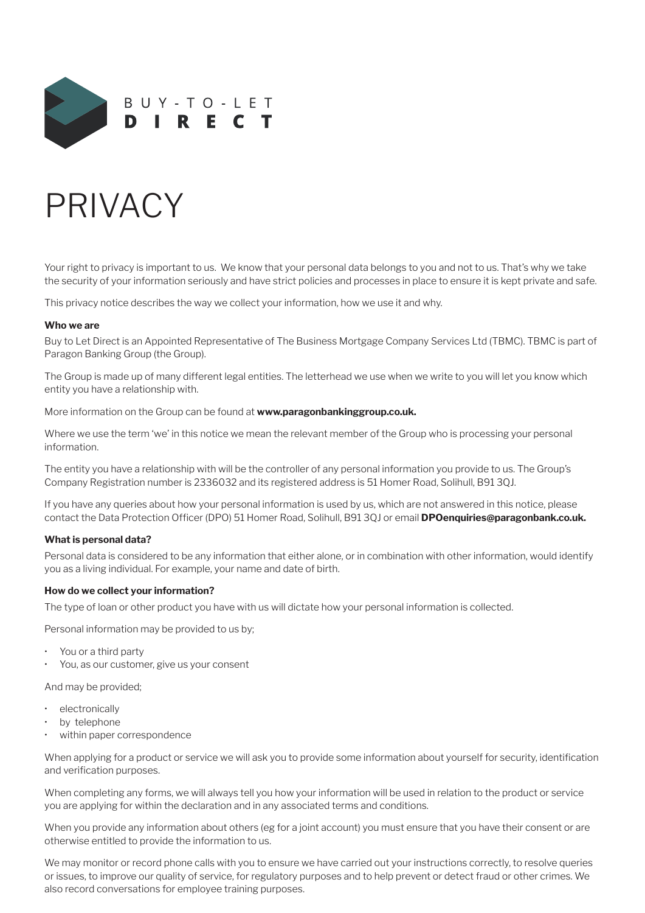BUY-TO-LET
**DIRECT**

# PRIVACY

Your right to privacy is important to us. We know that your personal data belongs to you and not to us. That's why we take the security of your information seriously and have strict policies and processes in place to ensure it is kept private and safe.

This privacy notice describes the way we collect your information, how we use it and why.

**Who we are**

Buy to Let Direct is an Appointed Representative of The Business Mortgage Company Services Ltd (TBMC). TBMC is part of Paragon Banking Group (the Group).

The Group is made up of many different legal entities. The letterhead we use when we write to you will let you know which entity you have a relationship with.

More information on the Group can be found at **www.paragonbankinggroup.co.uk.**

Where we use the term 'we' in this notice we mean the relevant member of the Group who is processing your personal information.

The entity you have a relationship with will be the controller of any personal information you provide to us. The Group's Company Registration number is 2336032 and its registered address is 51 Homer Road, Solihull, B91 3QJ.

If you have any queries about how your personal information is used by us, which are not answered in this notice, please contact the Data Protection Officer (DPO) 51 Homer Road, Solihull, B91 3QJ or email **DPOenquiries@paragonbank.co.uk.**

**What is personal data?**

Personal data is considered to be any information that either alone, or in combination with other information, would identify you as a living individual. For example, your name and date of birth.

**How do we collect your information?**

The type of loan or other product you have with us will dictate how your personal information is collected.

Personal information may be provided to us by;

- You or a third party
- You, as our customer, give us your consent

And may be provided;

- electronically
- by telephone
- within paper correspondence

When applying for a product or service we will ask you to provide some information about yourself for security, identification and verification purposes.

When completing any forms, we will always tell you how your information will be used in relation to the product or service you are applying for within the declaration and in any associated terms and conditions.

When you provide any information about others (eg for a joint account) you must ensure that you have their consent or are otherwise entitled to provide the information to us.

We may monitor or record phone calls with you to ensure we have carried out your instructions correctly, to resolve queries or issues, to improve our quality of service, for regulatory purposes and to help prevent or detect fraud or other crimes. We also record conversations for employee training purposes.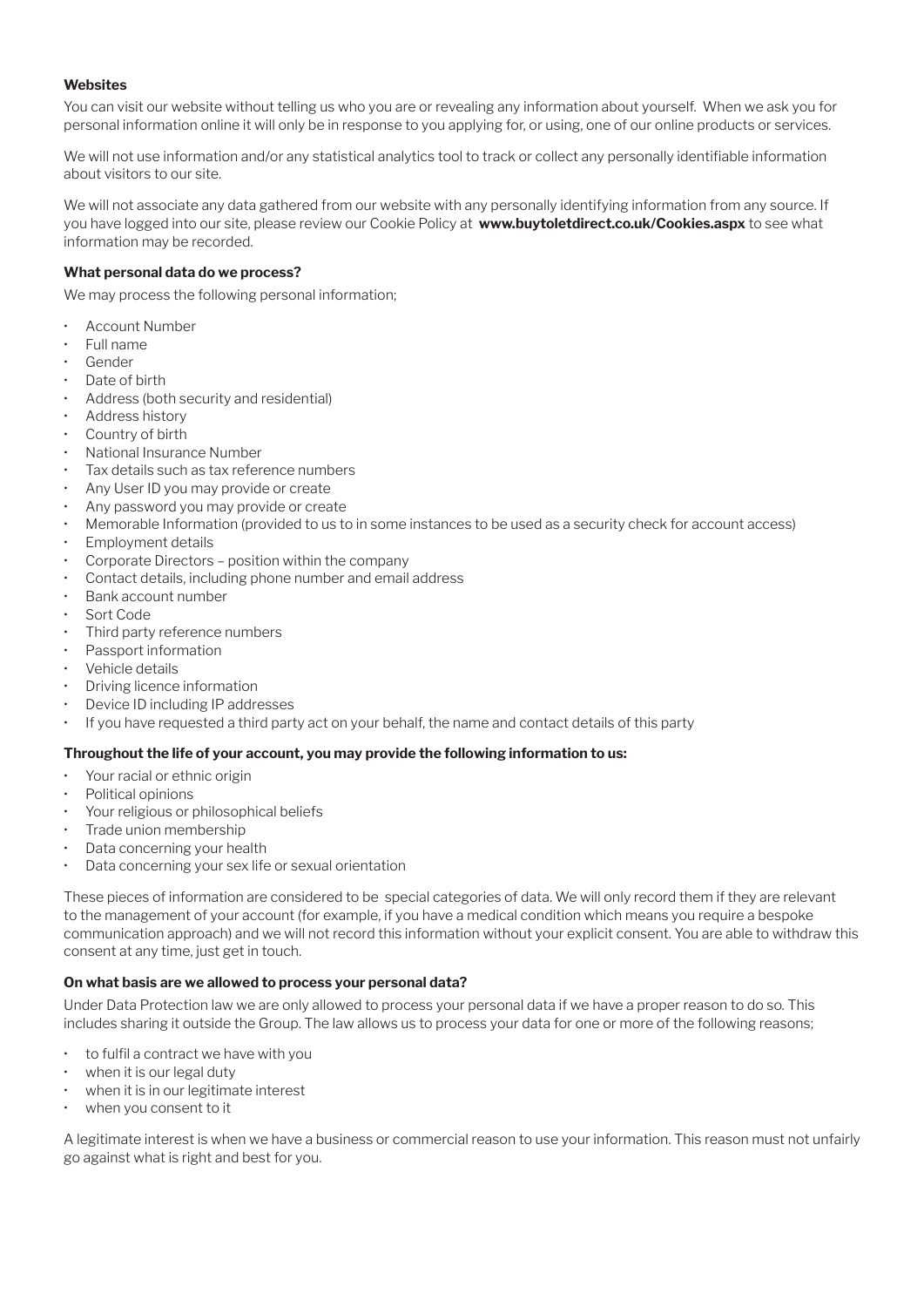**Websites**

You can visit our website without telling us who you are or revealing any information about yourself. When we ask you for personal information online it will only be in response to you applying for, or using, one of our online products or services.

We will not use information and/or any statistical analytics tool to track or collect any personally identifiable information about visitors to our site.

We will not associate any data gathered from our website with any personally identifying information from any source. If you have logged into our site, please review our Cookie Policy at **www.buytoletdirect.co.uk/Cookies.aspx** to see what information may be recorded.

**What personal data do we process?**

We may process the following personal information;

- Account Number
- Full name
- Gender
- Date of birth
- Address (both security and residential)
- Address history
- Country of birth
- National Insurance Number
- Tax details such as tax reference numbers
- Any User ID you may provide or create
- Any password you may provide or create
- Memorable Information (provided to us to in some instances to be used as a security check for account access)
- Employment details
- Corporate Directors – position within the company
- Contact details, including phone number and email address
- Bank account number
- Sort Code
- Third party reference numbers
- Passport information
- Vehicle details
- Driving licence information
- Device ID including IP addresses
- If you have requested a third party act on your behalf, the name and contact details of this party

**Throughout the life of your account, you may provide the following information to us:**

- Your racial or ethnic origin
- Political opinions
- Your religious or philosophical beliefs
- Trade union membership
- Data concerning your health
- Data concerning your sex life or sexual orientation

These pieces of information are considered to be special categories of data. We will only record them if they are relevant to the management of your account (for example, if you have a medical condition which means you require a bespoke communication approach) and we will not record this information without your explicit consent. You are able to withdraw this consent at any time, just get in touch.

**On what basis are we allowed to process your personal data?**

Under Data Protection law we are only allowed to process your personal data if we have a proper reason to do so. This includes sharing it outside the Group. The law allows us to process your data for one or more of the following reasons;

- to fulfil a contract we have with you
- when it is our legal duty
- when it is in our legitimate interest
- when you consent to it

A legitimate interest is when we have a business or commercial reason to use your information. This reason must not unfairly go against what is right and best for you.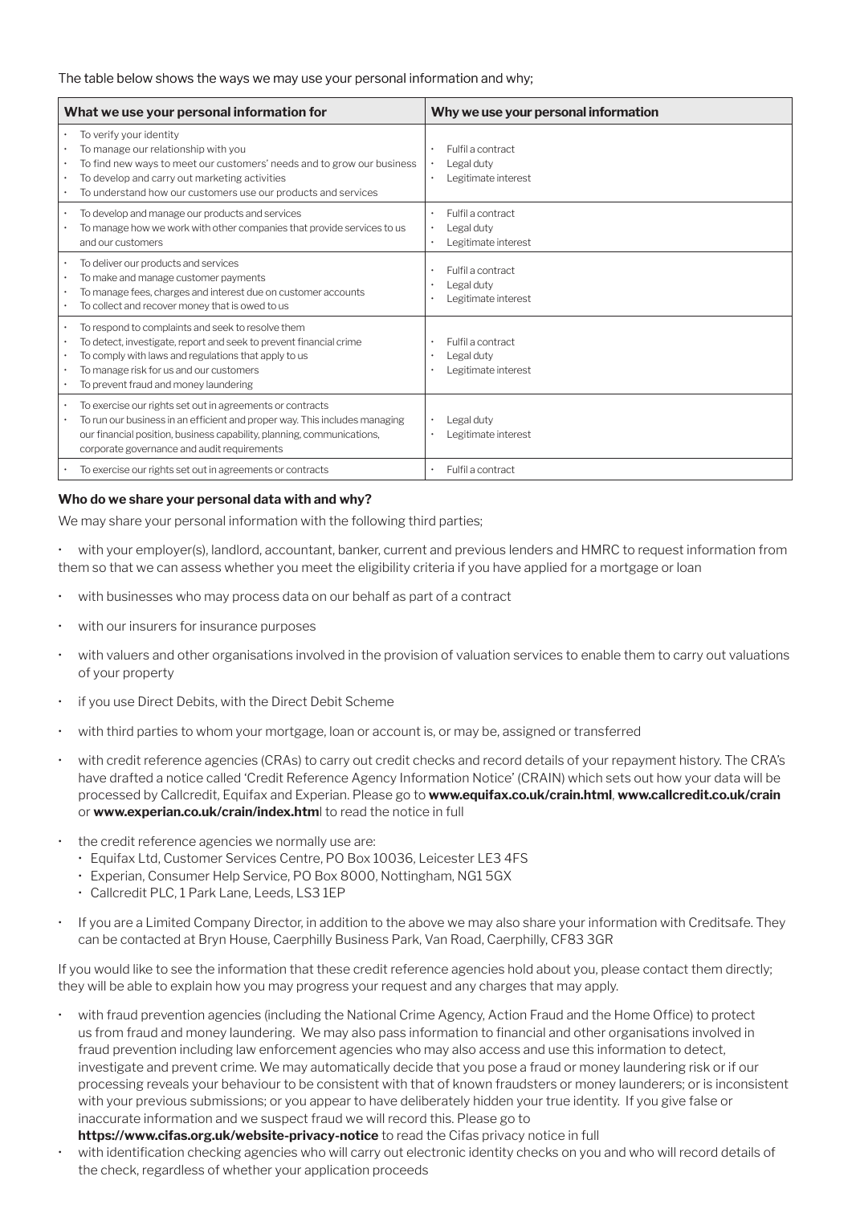The table below shows the ways we may use your personal information and why;

| What we use your personal information for | Why we use your personal information |
|---|---|
| • To verify your identity<br>• To manage our relationship with you<br>• To find new ways to meet our customers' needs and to grow our business<br>• To develop and carry out marketing activities<br>• To understand how our customers use our products and services | • Fulfil a contract<br>• Legal duty<br>• Legitimate interest |
| • To develop and manage our products and services<br>• To manage how we work with other companies that provide services to us and our customers | • Fulfil a contract<br>• Legal duty<br>• Legitimate interest |
| • To deliver our products and services<br>• To make and manage customer payments<br>• To manage fees, charges and interest due on customer accounts<br>• To collect and recover money that is owed to us | • Fulfil a contract<br>• Legal duty<br>• Legitimate interest |
| • To respond to complaints and seek to resolve them<br>• To detect, investigate, report and seek to prevent financial crime<br>• To comply with laws and regulations that apply to us<br>• To manage risk for us and our customers<br>• To prevent fraud and money laundering | • Fulfil a contract<br>• Legal duty<br>• Legitimate interest |
| • To exercise our rights set out in agreements or contracts<br>• To run our business in an efficient and proper way. This includes managing our financial position, business capability, planning, communications, corporate governance and audit requirements | • Legal duty<br>• Legitimate interest |
| • To exercise our rights set out in agreements or contracts | • Fulfil a contract |

**Who do we share your personal data with and why?**

We may share your personal information with the following third parties;

- with your employer(s), landlord, accountant, banker, current and previous lenders and HMRC to request information from them so that we can assess whether you meet the eligibility criteria if you have applied for a mortgage or loan
- with businesses who may process data on our behalf as part of a contract
- with our insurers for insurance purposes
- with valuers and other organisations involved in the provision of valuation services to enable them to carry out valuations of your property
- if you use Direct Debits, with the Direct Debit Scheme
- with third parties to whom your mortgage, loan or account is, or may be, assigned or transferred
- with credit reference agencies (CRAs) to carry out credit checks and record details of your repayment history. The CRA's have drafted a notice called 'Credit Reference Agency Information Notice' (CRAIN) which sets out how your data will be processed by Callcredit, Equifax and Experian. Please go to **www.equifax.co.uk/crain.html**, **www.callcredit.co.uk/crain** or **www.experian.co.uk/crain/index.html** to read the notice in full
- the credit reference agencies we normally use are:
  - Equifax Ltd, Customer Services Centre, PO Box 10036, Leicester LE3 4FS
  - Experian, Consumer Help Service, PO Box 8000, Nottingham, NG1 5GX
  - Callcredit PLC, 1 Park Lane, Leeds, LS3 1EP
- If you are a Limited Company Director, in addition to the above we may also share your information with Creditsafe. They can be contacted at Bryn House, Caerphilly Business Park, Van Road, Caerphilly, CF83 3GR

If you would like to see the information that these credit reference agencies hold about you, please contact them directly; they will be able to explain how you may progress your request and any charges that may apply.

- with fraud prevention agencies (including the National Crime Agency, Action Fraud and the Home Office) to protect us from fraud and money laundering. We may also pass information to financial and other organisations involved in fraud prevention including law enforcement agencies who may also access and use this information to detect, investigate and prevent crime. We may automatically decide that you pose a fraud or money laundering risk or if our processing reveals your behaviour to be consistent with that of known fraudsters or money launderers; or is inconsistent with your previous submissions; or you appear to have deliberately hidden your true identity. If you give false or inaccurate information and we suspect fraud we will record this. Please go to **https://www.cifas.org.uk/website-privacy-notice** to read the Cifas privacy notice in full
- with identification checking agencies who will carry out electronic identity checks on you and who will record details of the check, regardless of whether your application proceeds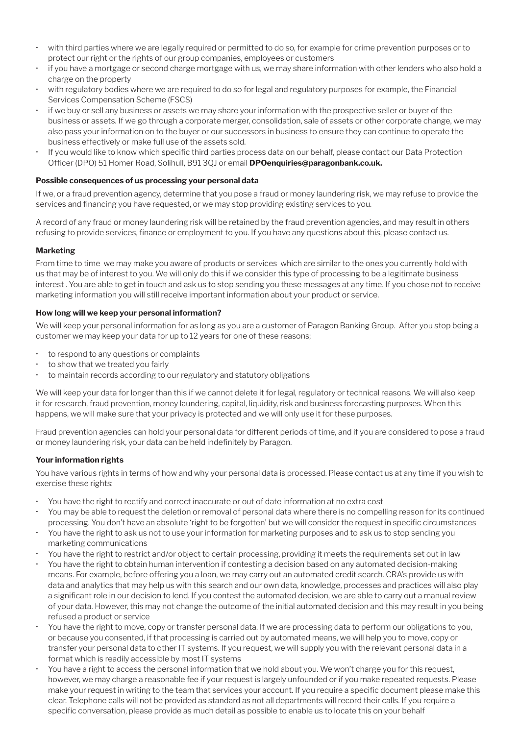- with third parties where we are legally required or permitted to do so, for example for crime prevention purposes or to protect our right or the rights of our group companies, employees or customers
- if you have a mortgage or second charge mortgage with us, we may share information with other lenders who also hold a charge on the property
- with regulatory bodies where we are required to do so for legal and regulatory purposes for example, the Financial Services Compensation Scheme (FSCS)
- if we buy or sell any business or assets we may share your information with the prospective seller or buyer of the business or assets. If we go through a corporate merger, consolidation, sale of assets or other corporate change, we may also pass your information on to the buyer or our successors in business to ensure they can continue to operate the business effectively or make full use of the assets sold.
- If you would like to know which specific third parties process data on our behalf, please contact our Data Protection Officer (DPO) 51 Homer Road, Solihull, B91 3QJ or email **DPOenquiries@paragonbank.co.uk.**

**Possible consequences of us processing your personal data**

If we, or a fraud prevention agency, determine that you pose a fraud or money laundering risk, we may refuse to provide the services and financing you have requested, or we may stop providing existing services to you.

A record of any fraud or money laundering risk will be retained by the fraud prevention agencies, and may result in others refusing to provide services, finance or employment to you. If you have any questions about this, please contact us.

**Marketing**

From time to time we may make you aware of products or services which are similar to the ones you currently hold with us that may be of interest to you. We will only do this if we consider this type of processing to be a legitimate business interest . You are able to get in touch and ask us to stop sending you these messages at any time. If you chose not to receive marketing information you will still receive important information about your product or service.

**How long will we keep your personal information?**

We will keep your personal information for as long as you are a customer of Paragon Banking Group. After you stop being a customer we may keep your data for up to 12 years for one of these reasons;

- to respond to any questions or complaints
- to show that we treated you fairly
- to maintain records according to our regulatory and statutory obligations

We will keep your data for longer than this if we cannot delete it for legal, regulatory or technical reasons. We will also keep it for research, fraud prevention, money laundering, capital, liquidity, risk and business forecasting purposes. When this happens, we will make sure that your privacy is protected and we will only use it for these purposes.

Fraud prevention agencies can hold your personal data for different periods of time, and if you are considered to pose a fraud or money laundering risk, your data can be held indefinitely by Paragon.

**Your information rights**

You have various rights in terms of how and why your personal data is processed. Please contact us at any time if you wish to exercise these rights:

- You have the right to rectify and correct inaccurate or out of date information at no extra cost
- You may be able to request the deletion or removal of personal data where there is no compelling reason for its continued processing. You don't have an absolute 'right to be forgotten' but we will consider the request in specific circumstances
- You have the right to ask us not to use your information for marketing purposes and to ask us to stop sending you marketing communications
- You have the right to restrict and/or object to certain processing, providing it meets the requirements set out in law
- You have the right to obtain human intervention if contesting a decision based on any automated decision-making means. For example, before offering you a loan, we may carry out an automated credit search. CRA's provide us with data and analytics that may help us with this search and our own data, knowledge, processes and practices will also play a significant role in our decision to lend. If you contest the automated decision, we are able to carry out a manual review of your data. However, this may not change the outcome of the initial automated decision and this may result in you being refused a product or service
- You have the right to move, copy or transfer personal data. If we are processing data to perform our obligations to you, or because you consented, if that processing is carried out by automated means, we will help you to move, copy or transfer your personal data to other IT systems. If you request, we will supply you with the relevant personal data in a format which is readily accessible by most IT systems
- You have a right to access the personal information that we hold about you. We won't charge you for this request, however, we may charge a reasonable fee if your request is largely unfounded or if you make repeated requests. Please make your request in writing to the team that services your account. If you require a specific document please make this clear. Telephone calls will not be provided as standard as not all departments will record their calls. If you require a specific conversation, please provide as much detail as possible to enable us to locate this on your behalf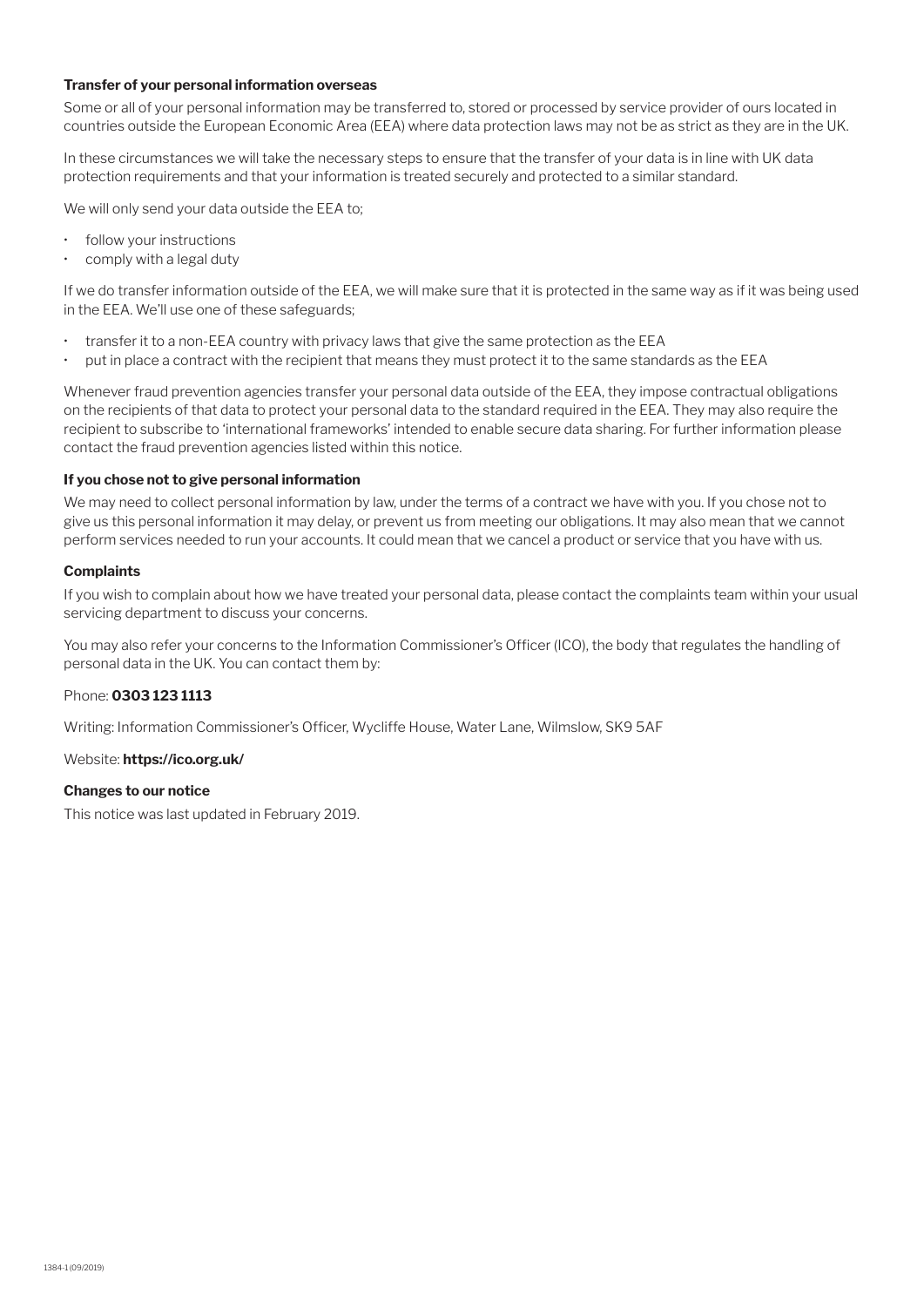**Transfer of your personal information overseas**

Some or all of your personal information may be transferred to, stored or processed by service provider of ours located in countries outside the European Economic Area (EEA) where data protection laws may not be as strict as they are in the UK.

In these circumstances we will take the necessary steps to ensure that the transfer of your data is in line with UK data protection requirements and that your information is treated securely and protected to a similar standard.

We will only send your data outside the EEA to;

- follow your instructions
- comply with a legal duty

If we do transfer information outside of the EEA, we will make sure that it is protected in the same way as if it was being used in the EEA. We'll use one of these safeguards;

- transfer it to a non-EEA country with privacy laws that give the same protection as the EEA
- put in place a contract with the recipient that means they must protect it to the same standards as the EEA

Whenever fraud prevention agencies transfer your personal data outside of the EEA, they impose contractual obligations on the recipients of that data to protect your personal data to the standard required in the EEA. They may also require the recipient to subscribe to 'international frameworks' intended to enable secure data sharing. For further information please contact the fraud prevention agencies listed within this notice.

**If you chose not to give personal information**

We may need to collect personal information by law, under the terms of a contract we have with you. If you chose not to give us this personal information it may delay, or prevent us from meeting our obligations. It may also mean that we cannot perform services needed to run your accounts. It could mean that we cancel a product or service that you have with us.

**Complaints**

If you wish to complain about how we have treated your personal data, please contact the complaints team within your usual servicing department to discuss your concerns.

You may also refer your concerns to the Information Commissioner's Officer (ICO), the body that regulates the handling of personal data in the UK. You can contact them by:

Phone: **0303 123 1113**

Writing: Information Commissioner's Officer, Wycliffe House, Water Lane, Wilmslow, SK9 5AF

Website: **https://ico.org.uk/**

**Changes to our notice**

This notice was last updated in February 2019.

1384-1 (09/2019)